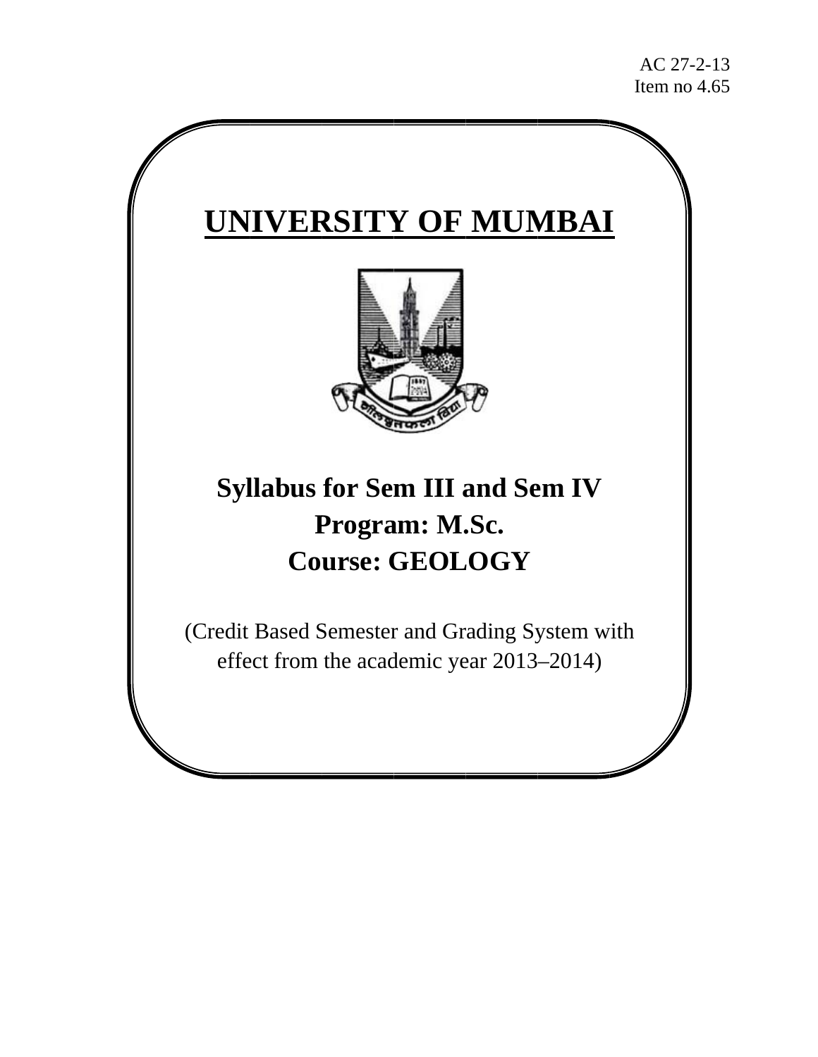AC 27-2-13
Item no 4.65

# UNIVERSITY OF MUMBAI

## Syllabus for Sem III and Sem IV
## Program: M.Sc.
## Course: GEOLOGY

(Credit Based Semester and Grading System with effect from the academic year 2013–2014)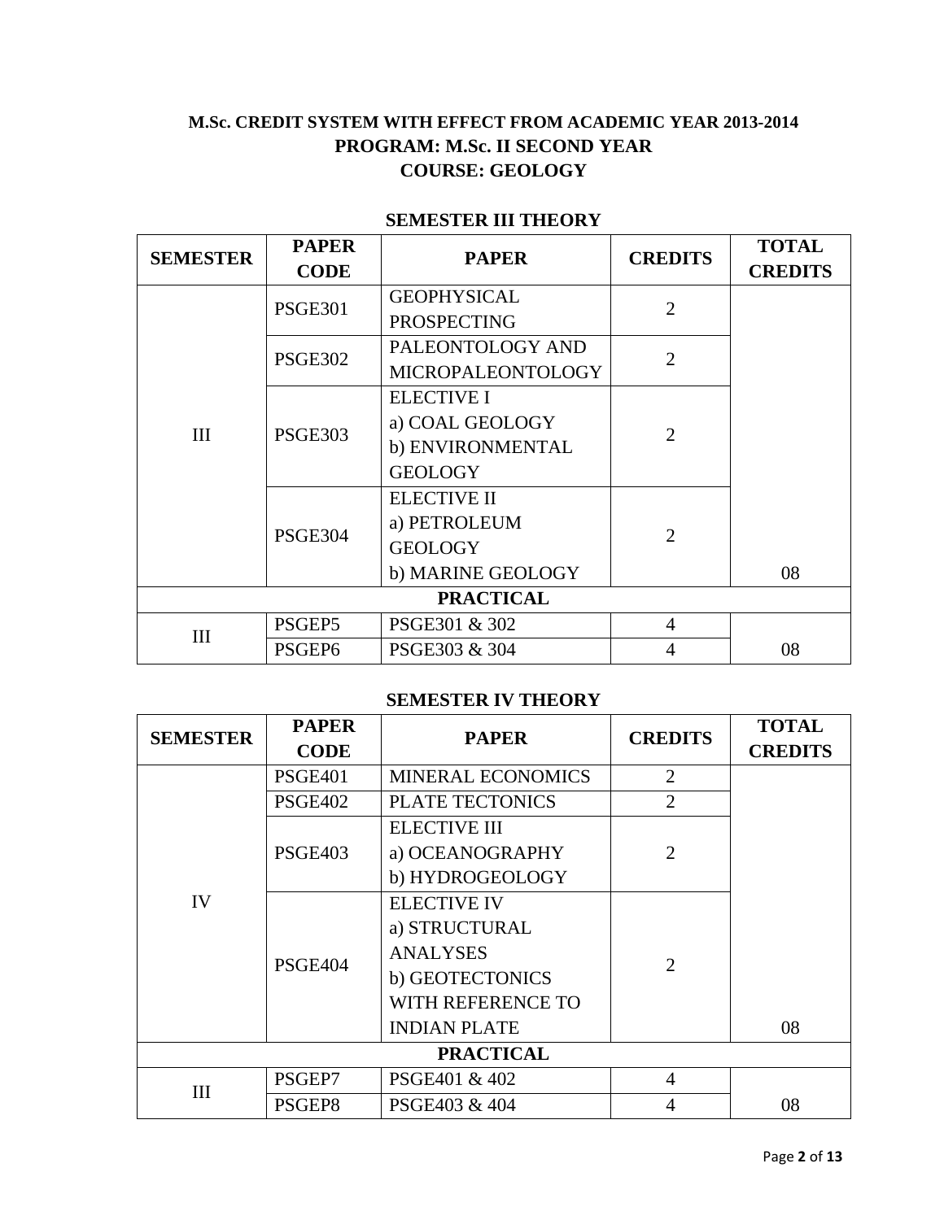**M.Sc. CREDIT SYSTEM WITH EFFECT FROM ACADEMIC YEAR 2013-2014**
**PROGRAM: M.Sc. II SECOND YEAR**
**COURSE: GEOLOGY**

## SEMESTER III THEORY

| SEMESTER | PAPER CODE | PAPER | CREDITS | TOTAL CREDITS |
|---|---|---|---|---|
| III | PSGE301 | GEOPHYSICAL PROSPECTING | 2 | |
| | PSGE302 | PALEONTOLOGY AND MICROPALEONTOLOGY | 2 | |
| | PSGE303 | ELECTIVE I<br>a) COAL GEOLOGY<br>b) ENVIRONMENTAL GEOLOGY | 2 | |
| | PSGE304 | ELECTIVE II<br>a) PETROLEUM GEOLOGY<br>b) MARINE GEOLOGY | 2 | 08 |
| **PRACTICAL** | | | | |
| III | PSGEP5 | PSGE301 & 302 | 4 | |
| | PSGEP6 | PSGE303 & 304 | 4 | 08 |

## SEMESTER IV THEORY

| SEMESTER | PAPER CODE | PAPER | CREDITS | TOTAL CREDITS |
|---|---|---|---|---|
| IV | PSGE401 | MINERAL ECONOMICS | 2 | |
| | PSGE402 | PLATE TECTONICS | 2 | |
| | PSGE403 | ELECTIVE III<br>a) OCEANOGRAPHY<br>b) HYDROGEOLOGY | 2 | |
| | PSGE404 | ELECTIVE IV<br>a) STRUCTURAL ANALYSES<br>b) GEOTECTONICS WITH REFERENCE TO INDIAN PLATE | 2 | 08 |
| **PRACTICAL** | | | | |
| III | PSGEP7 | PSGE401 & 402 | 4 | |
| | PSGEP8 | PSGE403 & 404 | 4 | 08 |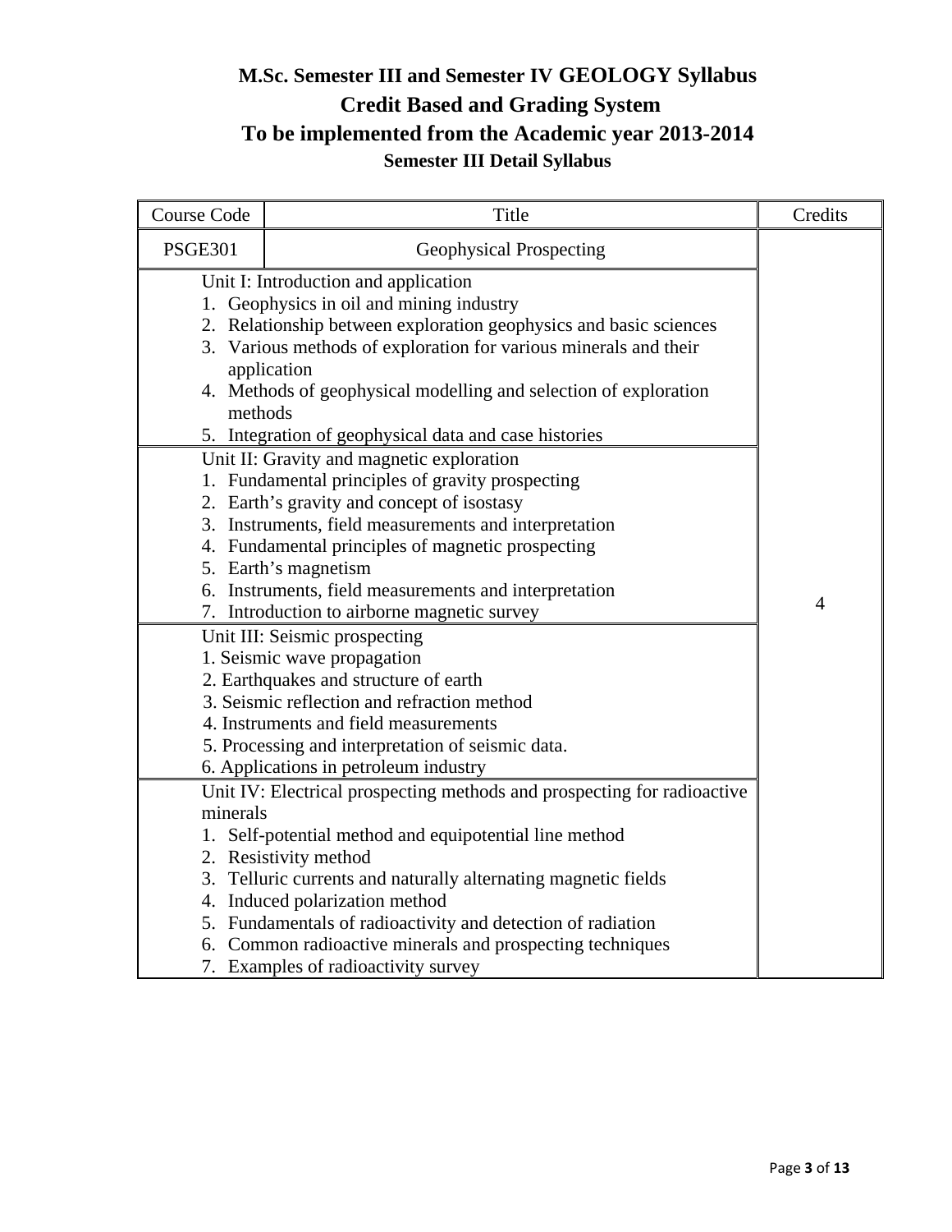# M.Sc. Semester III and Semester IV GEOLOGY Syllabus

## Credit Based and Grading System

## To be implemented from the Academic year 2013-2014

### Semester III Detail Syllabus

| Course Code | Title | Credits |
|---|---|---|
| PSGE301 | Geophysical Prospecting | 4 |
| | Unit I: Introduction and application<br>1. Geophysics in oil and mining industry<br>2. Relationship between exploration geophysics and basic sciences<br>3. Various methods of exploration for various minerals and their application<br>4. Methods of geophysical modelling and selection of exploration methods<br>5. Integration of geophysical data and case histories | |
| | Unit II: Gravity and magnetic exploration<br>1. Fundamental principles of gravity prospecting<br>2. Earth's gravity and concept of isostasy<br>3. Instruments, field measurements and interpretation<br>4. Fundamental principles of magnetic prospecting<br>5. Earth's magnetism<br>6. Instruments, field measurements and interpretation<br>7. Introduction to airborne magnetic survey | |
| | Unit III: Seismic prospecting<br>1. Seismic wave propagation<br>2. Earthquakes and structure of earth<br>3. Seismic reflection and refraction method<br>4. Instruments and field measurements<br>5. Processing and interpretation of seismic data.<br>6. Applications in petroleum industry | |
| | Unit IV: Electrical prospecting methods and prospecting for radioactive minerals<br>1. Self-potential method and equipotential line method<br>2. Resistivity method<br>3. Telluric currents and naturally alternating magnetic fields<br>4. Induced polarization method<br>5. Fundamentals of radioactivity and detection of radiation<br>6. Common radioactive minerals and prospecting techniques<br>7. Examples of radioactivity survey | |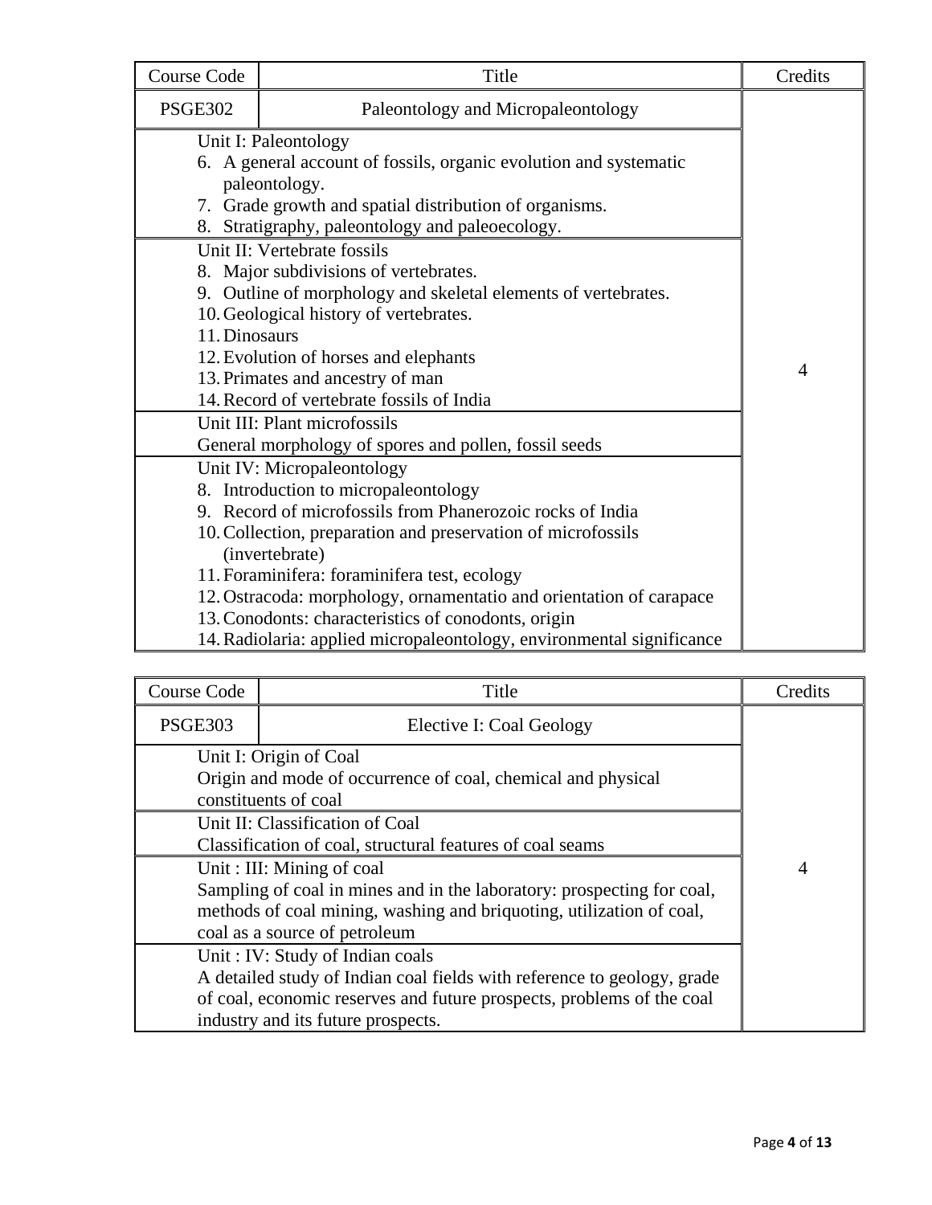| Course Code | Title | Credits |
|---|---|---|
| PSGE302 | Paleontology and Micropaleontology | 4 |
| | Unit I: Paleontology<br>6. A general account of fossils, organic evolution and systematic paleontology.<br>7. Grade growth and spatial distribution of organisms.<br>8. Stratigraphy, paleontology and paleoecology. | |
| | Unit II: Vertebrate fossils<br>8. Major subdivisions of vertebrates.<br>9. Outline of morphology and skeletal elements of vertebrates.<br>10. Geological history of vertebrates.<br>11. Dinosaurs<br>12. Evolution of horses and elephants<br>13. Primates and ancestry of man<br>14. Record of vertebrate fossils of India | |
| | Unit III: Plant microfossils<br>General morphology of spores and pollen, fossil seeds | |
| | Unit IV: Micropaleontology<br>8. Introduction to micropaleontology<br>9. Record of microfossils from Phanerozoic rocks of India<br>10. Collection, preparation and preservation of microfossils (invertebrate)<br>11. Foraminifera: foraminifera test, ecology<br>12. Ostracoda: morphology, ornamentatio and orientation of carapace<br>13. Conodonts: characteristics of conodonts, origin<br>14. Radiolaria: applied micropaleontology, environmental significance | |

| Course Code | Title | Credits |
|---|---|---|
| PSGE303 | Elective I: Coal Geology | 4 |
| | Unit I: Origin of Coal<br>Origin and mode of occurrence of coal, chemical and physical constituents of coal | |
| | Unit II: Classification of Coal<br>Classification of coal, structural features of coal seams | |
| | Unit : III: Mining of coal<br>Sampling of coal in mines and in the laboratory: prospecting for coal, methods of coal mining, washing and briquoting, utilization of coal, coal as a source of petroleum | |
| | Unit : IV: Study of Indian coals<br>A detailed study of Indian coal fields with reference to geology, grade of coal, economic reserves and future prospects, problems of the coal industry and its future prospects. | |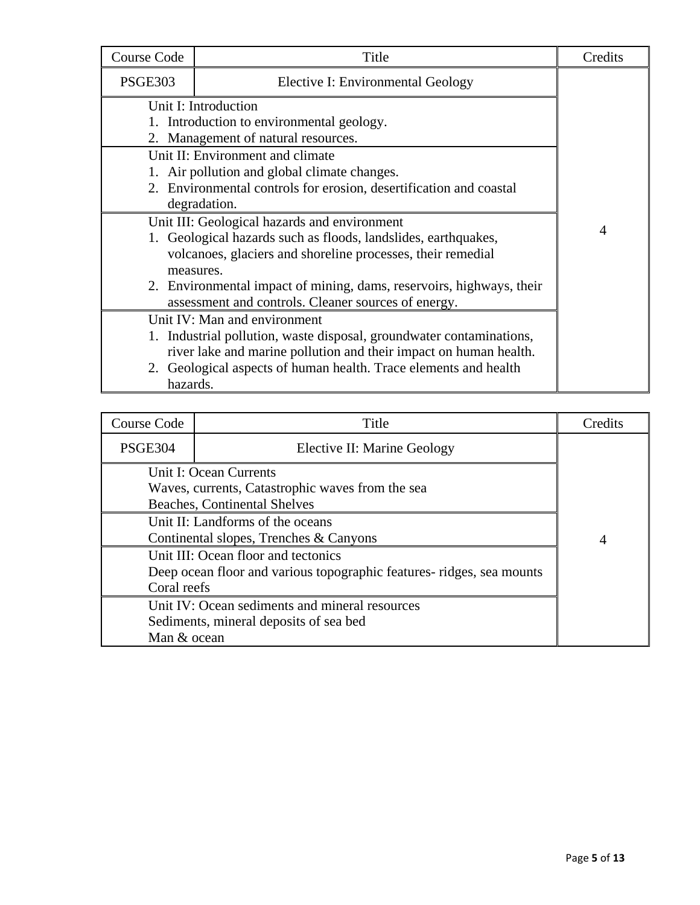| Course Code | Title | Credits |
|---|---|---|
| PSGE303 | Elective I: Environmental Geology | 4 |
| | Unit I: Introduction<br>1. Introduction to environmental geology.<br>2. Management of natural resources. | |
| | Unit II: Environment and climate<br>1. Air pollution and global climate changes.<br>2. Environmental controls for erosion, desertification and coastal degradation. | |
| | Unit III: Geological hazards and environment<br>1. Geological hazards such as floods, landslides, earthquakes, volcanoes, glaciers and shoreline processes, their remedial measures.<br>2. Environmental impact of mining, dams, reservoirs, highways, their assessment and controls. Cleaner sources of energy. | |
| | Unit IV: Man and environment<br>1. Industrial pollution, waste disposal, groundwater contaminations, river lake and marine pollution and their impact on human health.<br>2. Geological aspects of human health. Trace elements and health hazards. | |

| Course Code | Title | Credits |
|---|---|---|
| PSGE304 | Elective II: Marine Geology | 4 |
| | Unit I: Ocean Currents<br>Waves, currents, Catastrophic waves from the sea<br>Beaches, Continental Shelves | |
| | Unit II: Landforms of the oceans<br>Continental slopes, Trenches & Canyons | |
| | Unit III: Ocean floor and tectonics<br>Deep ocean floor and various topographic features- ridges, sea mounts<br>Coral reefs | |
| | Unit IV: Ocean sediments and mineral resources<br>Sediments, mineral deposits of sea bed<br>Man & ocean | |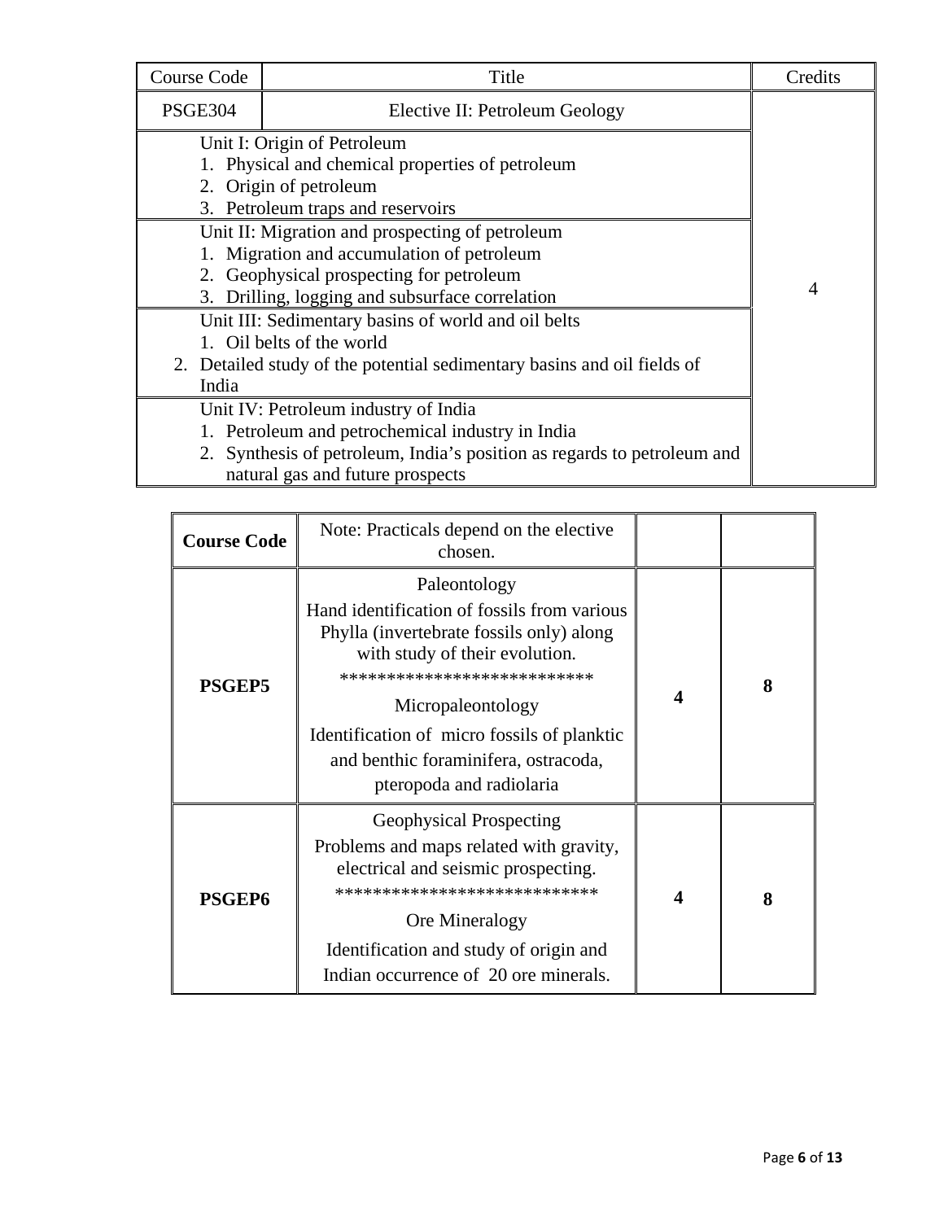| Course Code | Title | Credits |
|---|---|---|
| PSGE304 | Elective II: Petroleum Geology | 4 |
| Unit I: Origin of Petroleum<br>1. Physical and chemical properties of petroleum<br>2. Origin of petroleum<br>3. Petroleum traps and reservoirs | | |
| Unit II: Migration and prospecting of petroleum<br>1. Migration and accumulation of petroleum<br>2. Geophysical prospecting for petroleum<br>3. Drilling, logging and subsurface correlation | | |
| Unit III: Sedimentary basins of world and oil belts<br>1. Oil belts of the world<br>2. Detailed study of the potential sedimentary basins and oil fields of India | | |
| Unit IV: Petroleum industry of India<br>1. Petroleum and petrochemical industry in India<br>2. Synthesis of petroleum, India's position as regards to petroleum and natural gas and future prospects | | |

| **Course Code** | Note: Practicals depend on the elective chosen. | | |
|---|---|---|---|
| **PSGEP5** | Paleontology<br>Hand identification of fossils from various Phylla (invertebrate fossils only) along with study of their evolution.<br>***************************<br>Micropaleontology<br>Identification of micro fossils of planktic and benthic foraminifera, ostracoda, pteropoda and radiolaria | **4** | **8** |
| **PSGEP6** | Geophysical Prospecting<br>Problems and maps related with gravity, electrical and seismic prospecting.<br>****************************<br>Ore Mineralogy<br>Identification and study of origin and Indian occurrence of 20 ore minerals. | **4** | **8** |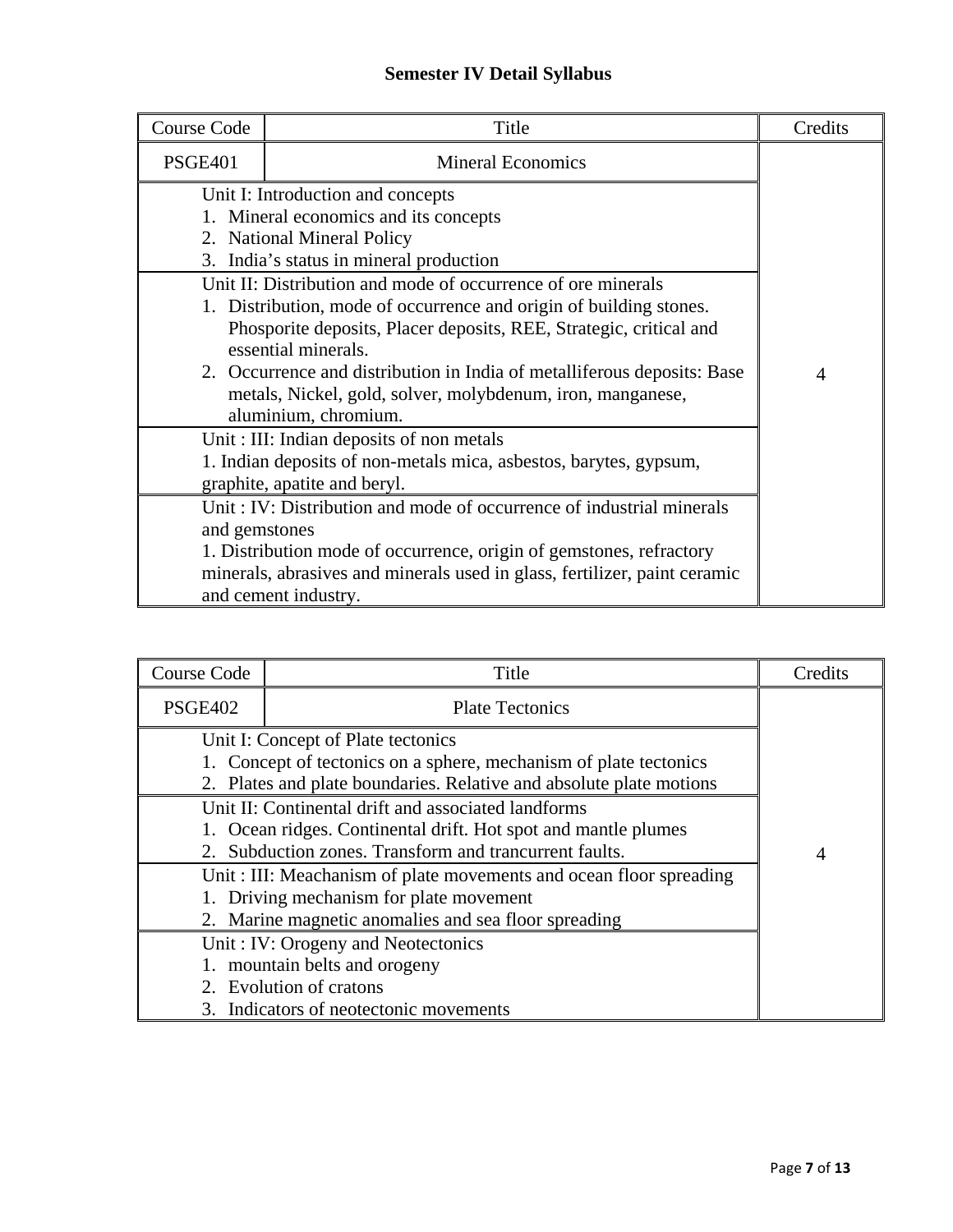# Semester IV Detail Syllabus

| Course Code | Title | Credits |
|---|---|---|
| PSGE401 | Mineral Economics | 4 |
| | Unit I: Introduction and concepts<br>1. Mineral economics and its concepts<br>2. National Mineral Policy<br>3. India's status in mineral production | |
| | Unit II: Distribution and mode of occurrence of ore minerals<br>1. Distribution, mode of occurrence and origin of building stones. Phosporite deposits, Placer deposits, REE, Strategic, critical and essential minerals.<br>2. Occurrence and distribution in India of metalliferous deposits: Base metals, Nickel, gold, solver, molybdenum, iron, manganese, aluminium, chromium. | |
| | Unit : III: Indian deposits of non metals<br>1. Indian deposits of non-metals mica, asbestos, barytes, gypsum, graphite, apatite and beryl. | |
| | Unit : IV: Distribution and mode of occurrence of industrial minerals and gemstones<br>1. Distribution mode of occurrence, origin of gemstones, refractory minerals, abrasives and minerals used in glass, fertilizer, paint ceramic and cement industry. | |

| Course Code | Title | Credits |
|---|---|---|
| PSGE402 | Plate Tectonics | 4 |
| | Unit I: Concept of Plate tectonics<br>1. Concept of tectonics on a sphere, mechanism of plate tectonics<br>2. Plates and plate boundaries. Relative and absolute plate motions | |
| | Unit II: Continental drift and associated landforms<br>1. Ocean ridges. Continental drift. Hot spot and mantle plumes<br>2. Subduction zones. Transform and trancurrent faults. | |
| | Unit : III: Meachanism of plate movements and ocean floor spreading<br>1. Driving mechanism for plate movement<br>2. Marine magnetic anomalies and sea floor spreading | |
| | Unit : IV: Orogeny and Neotectonics<br>1. mountain belts and orogeny<br>2. Evolution of cratons<br>3. Indicators of neotectonic movements | |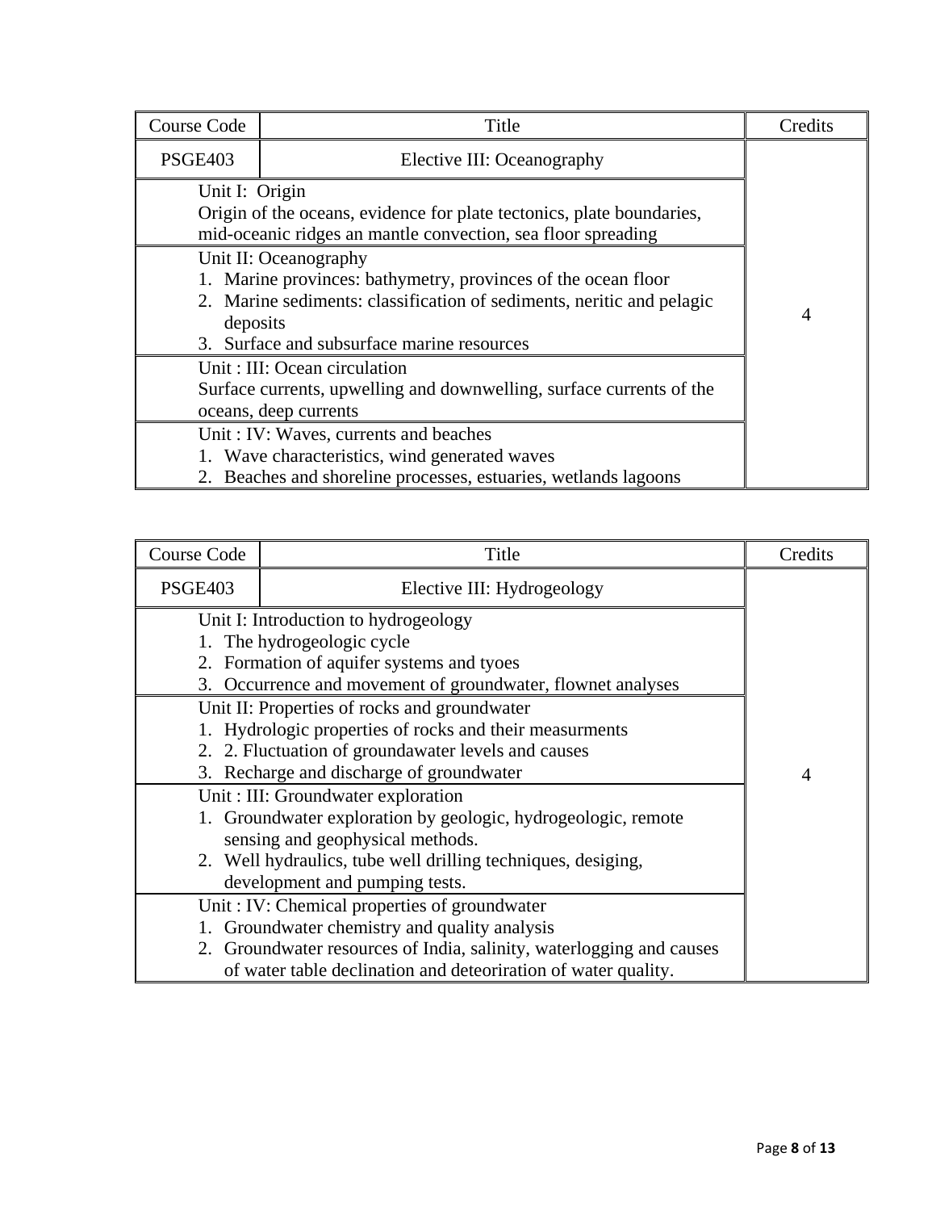| Course Code | Title | Credits |
|---|---|---|
| PSGE403 | Elective III: Oceanography | 4 |
| | Unit I: Origin<br>Origin of the oceans, evidence for plate tectonics, plate boundaries, mid-oceanic ridges an mantle convection, sea floor spreading | |
| | Unit II: Oceanography<br>1. Marine provinces: bathymetry, provinces of the ocean floor<br>2. Marine sediments: classification of sediments, neritic and pelagic deposits<br>3. Surface and subsurface marine resources | |
| | Unit : III: Ocean circulation<br>Surface currents, upwelling and downwelling, surface currents of the oceans, deep currents | |
| | Unit : IV: Waves, currents and beaches<br>1. Wave characteristics, wind generated waves<br>2. Beaches and shoreline processes, estuaries, wetlands lagoons | |

| Course Code | Title | Credits |
|---|---|---|
| PSGE403 | Elective III: Hydrogeology | 4 |
| | Unit I: Introduction to hydrogeology<br>1. The hydrogeologic cycle<br>2. Formation of aquifer systems and tyoes<br>3. Occurrence and movement of groundwater, flownet analyses | |
| | Unit II: Properties of rocks and groundwater<br>1. Hydrologic properties of rocks and their measurments<br>2. 2. Fluctuation of groundawater levels and causes<br>3. Recharge and discharge of groundwater | |
| | Unit : III: Groundwater exploration<br>1. Groundwater exploration by geologic, hydrogeologic, remote sensing and geophysical methods.<br>2. Well hydraulics, tube well drilling techniques, desiging, development and pumping tests. | |
| | Unit : IV: Chemical properties of groundwater<br>1. Groundwater chemistry and quality analysis<br>2. Groundwater resources of India, salinity, waterlogging and causes of water table declination and deteoriration of water quality. | |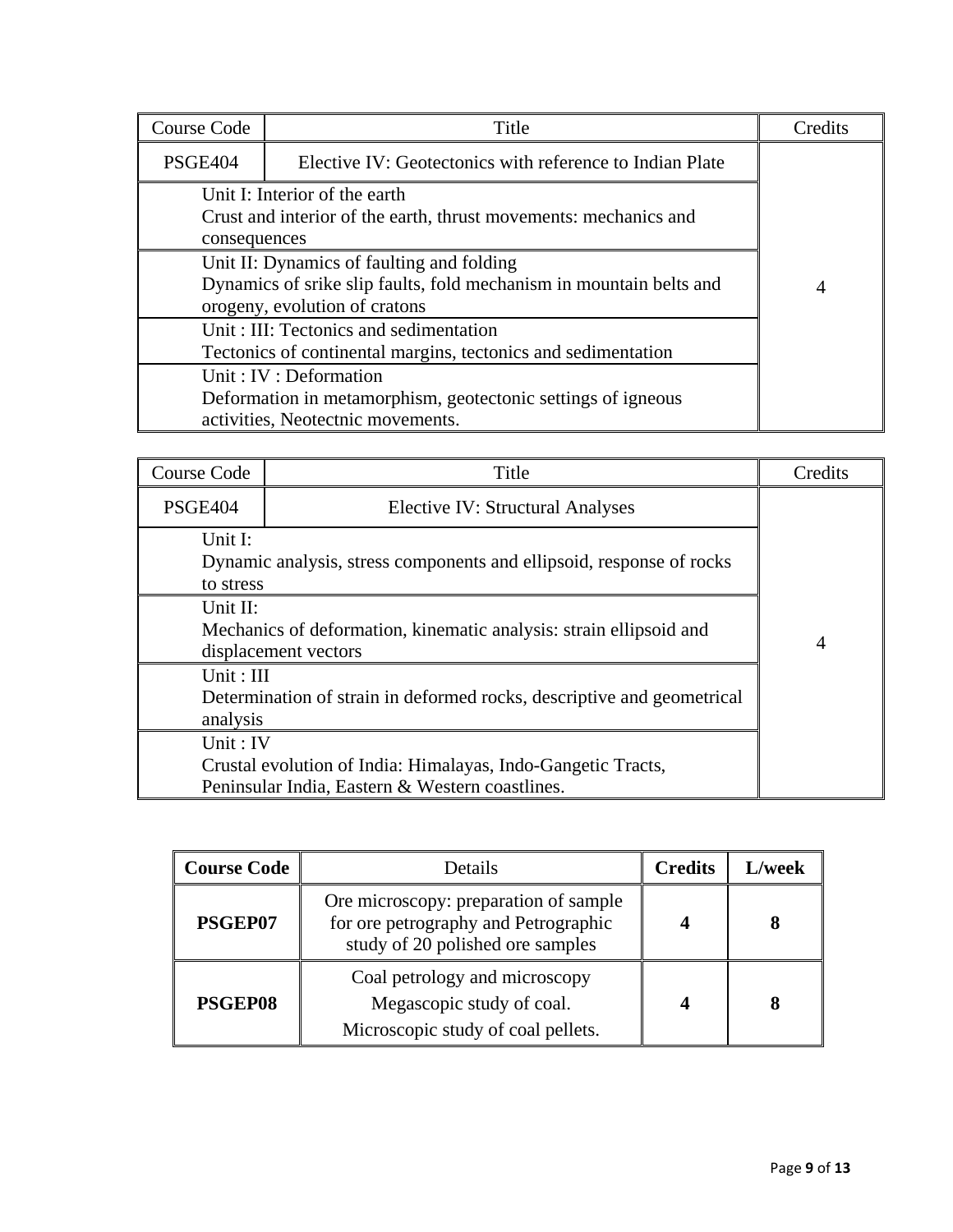| Course Code | Title | Credits |
| --- | --- | --- |
| PSGE404 | Elective IV: Geotectonics with reference to Indian Plate | 4 |
| Unit I: Interior of the earth<br>Crust and interior of the earth, thrust movements: mechanics and consequences | | |
| Unit II: Dynamics of faulting and folding<br>Dynamics of srike slip faults, fold mechanism in mountain belts and orogeny, evolution of cratons | | |
| Unit : III: Tectonics and sedimentation<br>Tectonics of continental margins, tectonics and sedimentation | | |
| Unit : IV : Deformation<br>Deformation in metamorphism, geotectonic settings of igneous activities, Neotectnic movements. | | |

| Course Code | Title | Credits |
| --- | --- | --- |
| PSGE404 | Elective IV: Structural Analyses | 4 |
| Unit I:<br>Dynamic analysis, stress components and ellipsoid, response of rocks to stress | | |
| Unit II:<br>Mechanics of deformation, kinematic analysis: strain ellipsoid and displacement vectors | | |
| Unit : III<br>Determination of strain in deformed rocks, descriptive and geometrical analysis | | |
| Unit : IV<br>Crustal evolution of India: Himalayas, Indo-Gangetic Tracts, Peninsular India, Eastern & Western coastlines. | | |

| **Course Code** | Details | **Credits** | **L/week** |
| --- | --- | --- | --- |
| **PSGEP07** | Ore microscopy: preparation of sample for ore petrography and Petrographic study of 20 polished ore samples | **4** | **8** |
| **PSGEP08** | Coal petrology and microscopy<br>Megascopic study of coal.<br>Microscopic study of coal pellets. | **4** | **8** |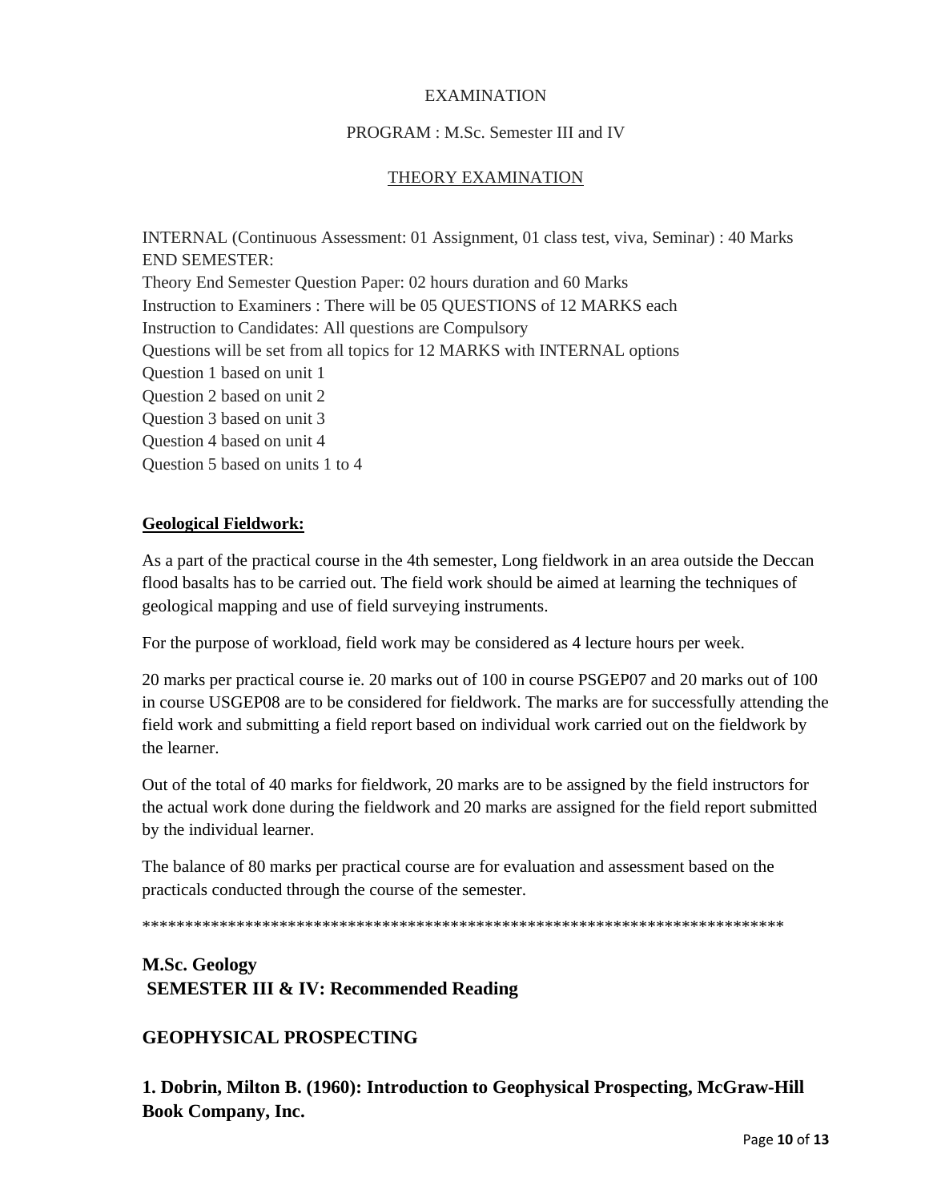EXAMINATION

PROGRAM : M.Sc. Semester III and IV

<u>THEORY EXAMINATION</u>

INTERNAL (Continuous Assessment: 01 Assignment, 01 class test, viva, Seminar) : 40 Marks
END SEMESTER:
Theory End Semester Question Paper: 02 hours duration and 60 Marks
Instruction to Examiners : There will be 05 QUESTIONS of 12 MARKS each
Instruction to Candidates: All questions are Compulsory
Questions will be set from all topics for 12 MARKS with INTERNAL options
Question 1 based on unit 1
Question 2 based on unit 2
Question 3 based on unit 3
Question 4 based on unit 4
Question 5 based on units 1 to 4

**<u>Geological Fieldwork:</u>**

As a part of the practical course in the 4th semester, Long fieldwork in an area outside the Deccan flood basalts has to be carried out. The field work should be aimed at learning the techniques of geological mapping and use of field surveying instruments.

For the purpose of workload, field work may be considered as 4 lecture hours per week.

20 marks per practical course ie. 20 marks out of 100 in course PSGEP07 and 20 marks out of 100 in course USGEP08 are to be considered for fieldwork. The marks are for successfully attending the field work and submitting a field report based on individual work carried out on the fieldwork by the learner.

Out of the total of 40 marks for fieldwork, 20 marks are to be assigned by the field instructors for the actual work done during the fieldwork and 20 marks are assigned for the field report submitted by the individual learner.

The balance of 80 marks per practical course are for evaluation and assessment based on the practicals conducted through the course of the semester.

******************************************************************************

## M.Sc. Geology
## SEMESTER III & IV: Recommended Reading

### GEOPHYSICAL PROSPECTING

**1. Dobrin, Milton B. (1960): Introduction to Geophysical Prospecting, McGraw-Hill Book Company, Inc.**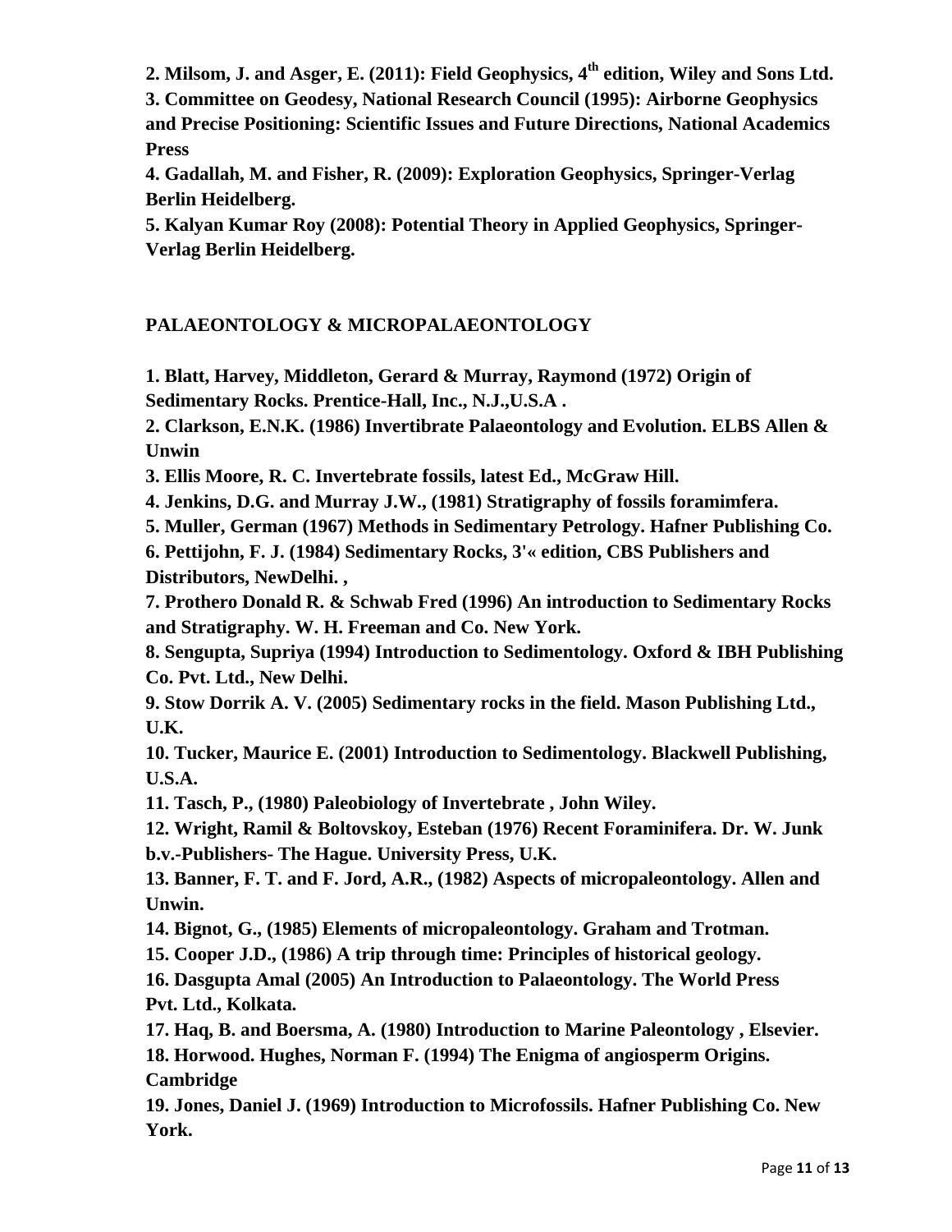**2. Milsom, J. and Asger, E. (2011): Field Geophysics, 4th edition, Wiley and Sons Ltd.**

**3. Committee on Geodesy, National Research Council (1995): Airborne Geophysics and Precise Positioning: Scientific Issues and Future Directions, National Academics Press**

**4. Gadallah, M. and Fisher, R. (2009): Exploration Geophysics, Springer-Verlag Berlin Heidelberg.**

**5. Kalyan Kumar Roy (2008): Potential Theory in Applied Geophysics, Springer-Verlag Berlin Heidelberg.**

## PALAEONTOLOGY & MICROPALAEONTOLOGY

**1. Blatt, Harvey, Middleton, Gerard & Murray, Raymond (1972) Origin of Sedimentary Rocks. Prentice-Hall, Inc., N.J.,U.S.A .**

**2. Clarkson, E.N.K. (1986) Invertibrate Palaeontology and Evolution. ELBS Allen & Unwin**

**3. Ellis Moore, R. C. Invertebrate fossils, latest Ed., McGraw Hill.**

**4. Jenkins, D.G. and Murray J.W., (1981) Stratigraphy of fossils foramimfera.**

**5. Muller, German (1967) Methods in Sedimentary Petrology. Hafner Publishing Co.**

**6. Pettijohn, F. J. (1984) Sedimentary Rocks, 3'« edition, CBS Publishers and Distributors, NewDelhi. ,**

**7. Prothero Donald R. & Schwab Fred (1996) An introduction to Sedimentary Rocks and Stratigraphy. W. H. Freeman and Co. New York.**

**8. Sengupta, Supriya (1994) Introduction to Sedimentology. Oxford & IBH Publishing Co. Pvt. Ltd., New Delhi.**

**9. Stow Dorrik A. V. (2005) Sedimentary rocks in the field. Mason Publishing Ltd., U.K.**

**10. Tucker, Maurice E. (2001) Introduction to Sedimentology. Blackwell Publishing, U.S.A.**

**11. Tasch, P., (1980) Paleobiology of Invertebrate , John Wiley.**

**12. Wright, Ramil & Boltovskoy, Esteban (1976) Recent Foraminifera. Dr. W. Junk b.v.-Publishers- The Hague. University Press, U.K.**

**13. Banner, F. T. and F. Jord, A.R., (1982) Aspects of micropaleontology. Allen and Unwin.**

**14. Bignot, G., (1985) Elements of micropaleontology. Graham and Trotman.**

**15. Cooper J.D., (1986) A trip through time: Principles of historical geology.**

**16. Dasgupta Amal (2005) An Introduction to Palaeontology. The World Press Pvt. Ltd., Kolkata.**

**17. Haq, B. and Boersma, A. (1980) Introduction to Marine Paleontology , Elsevier.**

**18. Horwood. Hughes, Norman F. (1994) The Enigma of angiosperm Origins. Cambridge**

**19. Jones, Daniel J. (1969) Introduction to Microfossils. Hafner Publishing Co. New York.**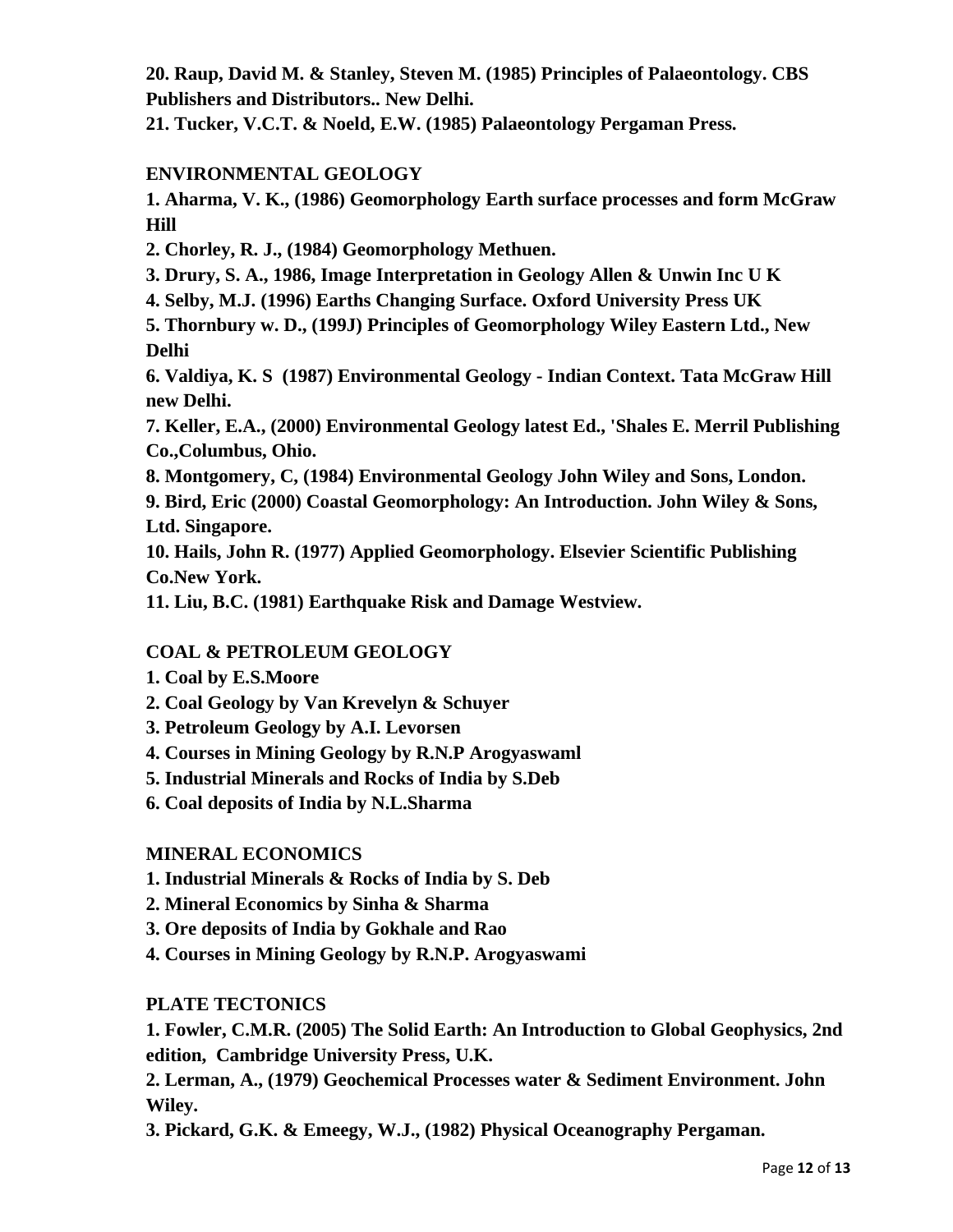**20. Raup, David M. & Stanley, Steven M. (1985) Principles of Palaeontology. CBS Publishers and Distributors.. New Delhi.**

**21. Tucker, V.C.T. & Noeld, E.W. (1985) Palaeontology Pergaman Press.**

## ENVIRONMENTAL GEOLOGY

**1. Aharma, V. K., (1986) Geomorphology Earth surface processes and form McGraw Hill**

**2. Chorley, R. J., (1984) Geomorphology Methuen.**

**3. Drury, S. A., 1986, Image Interpretation in Geology Allen & Unwin Inc U K**

**4. Selby, M.J. (1996) Earths Changing Surface. Oxford University Press UK**

**5. Thornbury w. D., (199J) Principles of Geomorphology Wiley Eastern Ltd., New Delhi**

**6. Valdiya, K. S (1987) Environmental Geology - Indian Context. Tata McGraw Hill new Delhi.**

**7. Keller, E.A., (2000) Environmental Geology latest Ed., 'Shales E. Merril Publishing Co.,Columbus, Ohio.**

**8. Montgomery, C, (1984) Environmental Geology John Wiley and Sons, London.**

**9. Bird, Eric (2000) Coastal Geomorphology: An Introduction. John Wiley & Sons, Ltd. Singapore.**

**10. Hails, John R. (1977) Applied Geomorphology. Elsevier Scientific Publishing Co.New York.**

**11. Liu, B.C. (1981) Earthquake Risk and Damage Westview.**

## COAL & PETROLEUM GEOLOGY

**1. Coal by E.S.Moore**

**2. Coal Geology by Van Krevelyn & Schuyer**

**3. Petroleum Geology by A.I. Levorsen**

**4. Courses in Mining Geology by R.N.P Arogyaswaml**

**5. Industrial Minerals and Rocks of India by S.Deb**

**6. Coal deposits of India by N.L.Sharma**

## MINERAL ECONOMICS

**1. Industrial Minerals & Rocks of India by S. Deb**

**2. Mineral Economics by Sinha & Sharma**

**3. Ore deposits of India by Gokhale and Rao**

**4. Courses in Mining Geology by R.N.P. Arogyaswami**

## PLATE TECTONICS

**1. Fowler, C.M.R. (2005) The Solid Earth: An Introduction to Global Geophysics, 2nd edition, Cambridge University Press, U.K.**

**2. Lerman, A., (1979) Geochemical Processes water & Sediment Environment. John Wiley.**

**3. Pickard, G.K. & Emeegy, W.J., (1982) Physical Oceanography Pergaman.**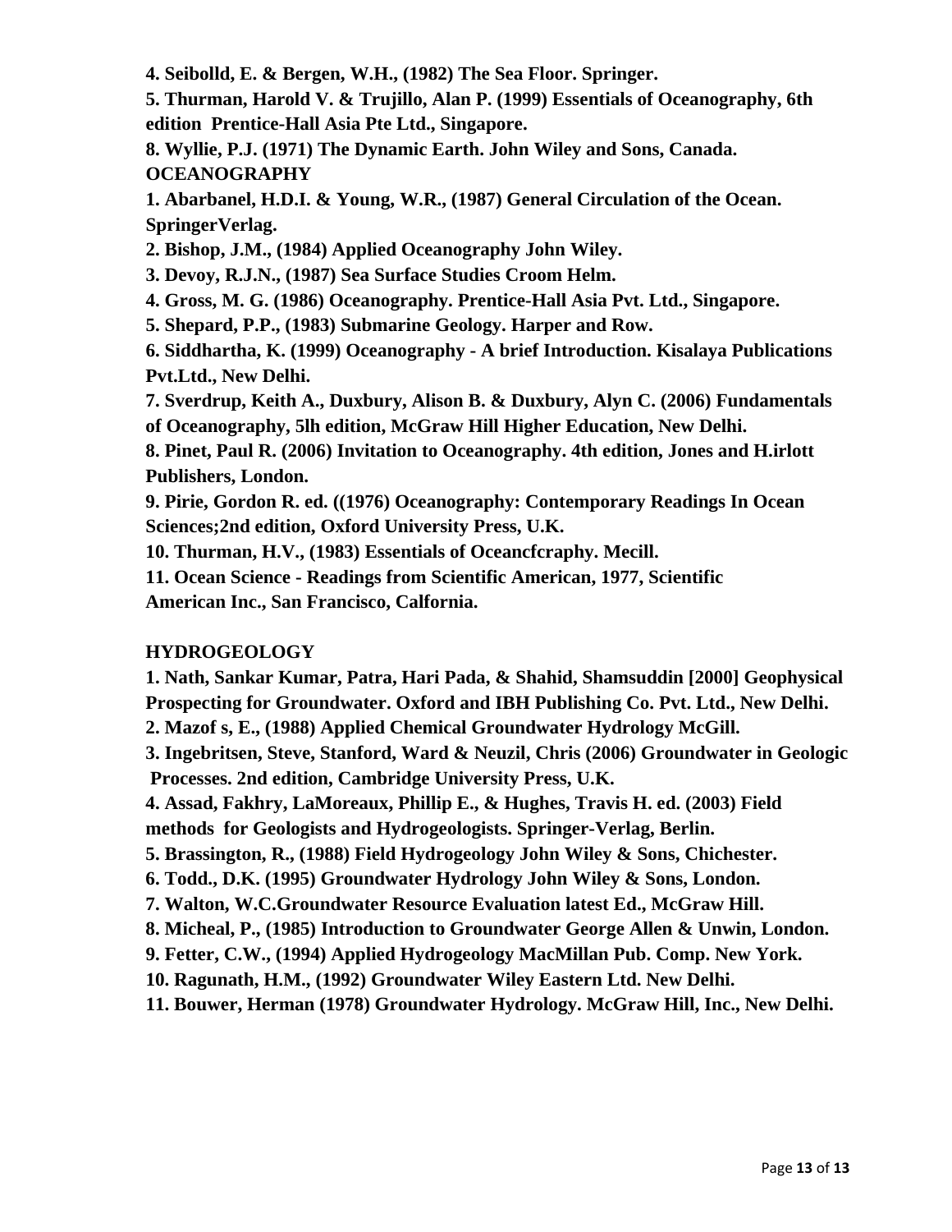**4. Seibolld, E. & Bergen, W.H., (1982) The Sea Floor. Springer.**

**5. Thurman, Harold V. & Trujillo, Alan P. (1999) Essentials of Oceanography, 6th edition Prentice-Hall Asia Pte Ltd., Singapore.**

**8. Wyllie, P.J. (1971) The Dynamic Earth. John Wiley and Sons, Canada.**

**OCEANOGRAPHY**

**1. Abarbanel, H.D.I. & Young, W.R., (1987) General Circulation of the Ocean. SpringerVerlag.**

**2. Bishop, J.M., (1984) Applied Oceanography John Wiley.**

**3. Devoy, R.J.N., (1987) Sea Surface Studies Croom Helm.**

**4. Gross, M. G. (1986) Oceanography. Prentice-Hall Asia Pvt. Ltd., Singapore.**

**5. Shepard, P.P., (1983) Submarine Geology. Harper and Row.**

**6. Siddhartha, K. (1999) Oceanography - A brief Introduction. Kisalaya Publications Pvt.Ltd., New Delhi.**

**7. Sverdrup, Keith A., Duxbury, Alison B. & Duxbury, Alyn C. (2006) Fundamentals of Oceanography, 5lh edition, McGraw Hill Higher Education, New Delhi.**

**8. Pinet, Paul R. (2006) Invitation to Oceanography. 4th edition, Jones and H.irlott Publishers, London.**

**9. Pirie, Gordon R. ed. ((1976) Oceanography: Contemporary Readings In Ocean Sciences;2nd edition, Oxford University Press, U.K.**

**10. Thurman, H.V., (1983) Essentials of Oceancfcraphy. Mecill.**

**11. Ocean Science - Readings from Scientific American, 1977, Scientific American Inc., San Francisco, Calfornia.**

**HYDROGEOLOGY**

**1. Nath, Sankar Kumar, Patra, Hari Pada, & Shahid, Shamsuddin [2000] Geophysical Prospecting for Groundwater. Oxford and IBH Publishing Co. Pvt. Ltd., New Delhi.**

**2. Mazof s, E., (1988) Applied Chemical Groundwater Hydrology McGill.**

**3. Ingebritsen, Steve, Stanford, Ward & Neuzil, Chris (2006) Groundwater in Geologic Processes. 2nd edition, Cambridge University Press, U.K.**

**4. Assad, Fakhry, LaMoreaux, Phillip E., & Hughes, Travis H. ed. (2003) Field methods for Geologists and Hydrogeologists. Springer-Verlag, Berlin.**

**5. Brassington, R., (1988) Field Hydrogeology John Wiley & Sons, Chichester.**

**6. Todd., D.K. (1995) Groundwater Hydrology John Wiley & Sons, London.**

**7. Walton, W.C.Groundwater Resource Evaluation latest Ed., McGraw Hill.**

**8. Micheal, P., (1985) Introduction to Groundwater George Allen & Unwin, London.**

**9. Fetter, C.W., (1994) Applied Hydrogeology MacMillan Pub. Comp. New York.**

**10. Ragunath, H.M., (1992) Groundwater Wiley Eastern Ltd. New Delhi.**

**11. Bouwer, Herman (1978) Groundwater Hydrology. McGraw Hill, Inc., New Delhi.**